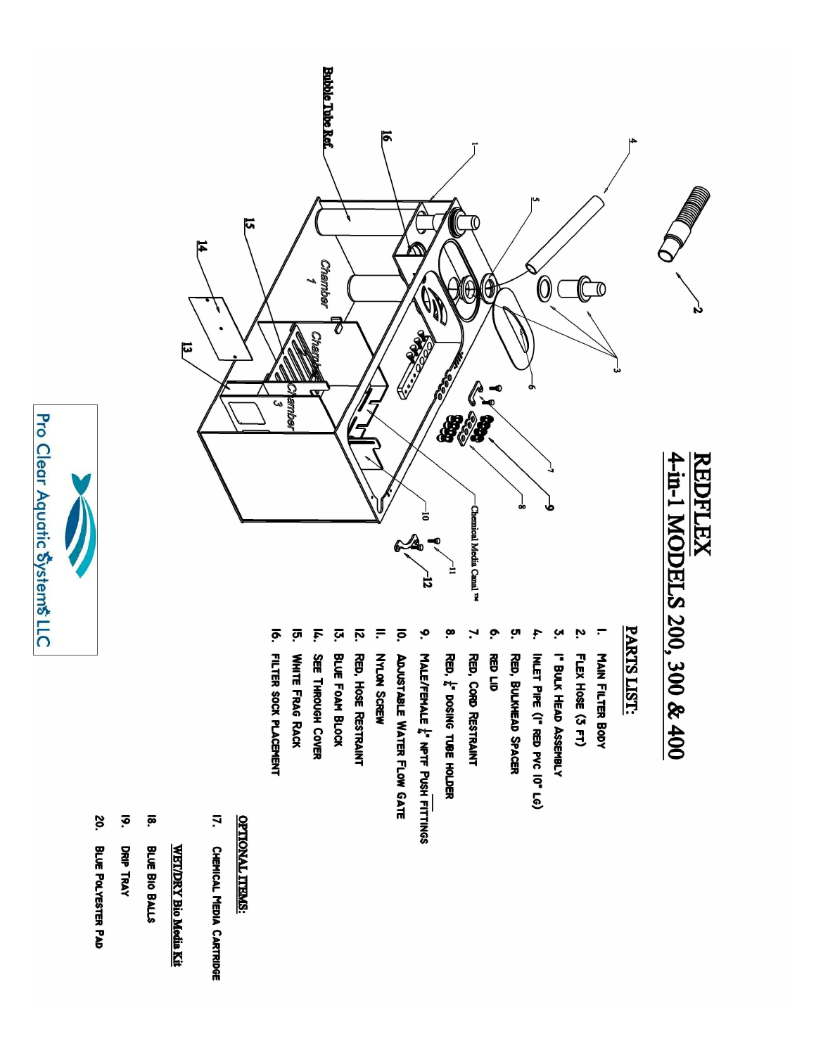# REDFLEX

## 4-in-1 MODELS 200, 300 & 400

### PARTS LIST:

1. MAIN FILTER BODY
2. FLEX HOSE (3 FT)
3. 1" BULK HEAD ASSEMBLY
4. INLET PIPE (1" RED PVC 10" LG)
5. RED, BULKHEAD SPACER
6. RED LID
7. RED, CORD RESTRAINT
8. RED, ¼" DOSING TUBE HOLDER
9. MALE/FEMALE ¼" NPTF PUSH FITTINGS
10. ADJUSTABLE WATER FLOW GATE
11. NYLON SCREW
12. RED, HOSE RESTRAINT
13. BLUE FOAM BLOCK
14. SEE THROUGH COVER
15. WHITE FRAG RACK
16. FILTER SOCK PLACEMENT

### OPTIONAL ITEMS:

17. CHEMICAL MEDIA CARTRIDGE

**WET/DRY Bio Media Kit**

18. BLUE BIO BALLS
19. DRIP TRAY
20. BLUE POLYESTER PAD

Bubble Tube Ref.

Chamber 1

Chamber 2

Chamber 3

Chemical Media Canal™

Pro Clear Aquatic Systems LLC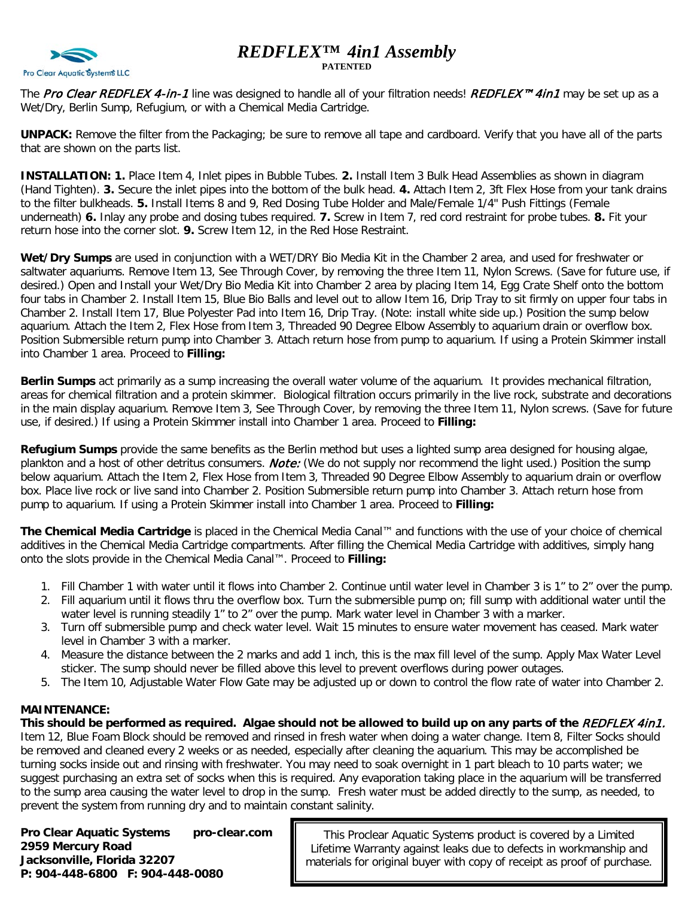Pro Clear Aquatic Systems LLC

# *REDFLEX™ 4in1 Assembly*

**PATENTED**

The *Pro Clear REDFLEX 4-in-1* line was designed to handle all of your filtration needs! *REDFLEX™ 4in1* may be set up as a Wet/Dry, Berlin Sump, Refugium, or with a Chemical Media Cartridge.

**UNPACK:** Remove the filter from the Packaging; be sure to remove all tape and cardboard. Verify that you have all of the parts that are shown on the parts list.

**INSTALLATION: 1.** Place Item 4, Inlet pipes in Bubble Tubes. **2.** Install Item 3 Bulk Head Assemblies as shown in diagram (Hand Tighten). **3.** Secure the inlet pipes into the bottom of the bulk head. **4.** Attach Item 2, 3ft Flex Hose from your tank drains to the filter bulkheads. **5.** Install Items 8 and 9, Red Dosing Tube Holder and Male/Female 1/4" Push Fittings (Female underneath) **6.** Inlay any probe and dosing tubes required. **7.** Screw in Item 7, red cord restraint for probe tubes. **8.** Fit your return hose into the corner slot. **9.** Screw Item 12, in the Red Hose Restraint.

**Wet/Dry Sumps** are used in conjunction with a WET/DRY Bio Media Kit in the Chamber 2 area, and used for freshwater or saltwater aquariums. Remove Item 13, See Through Cover, by removing the three Item 11, Nylon Screws. (Save for future use, if desired.) Open and Install your Wet/Dry Bio Media Kit into Chamber 2 area by placing Item 14, Egg Crate Shelf onto the bottom four tabs in Chamber 2. Install Item 15, Blue Bio Balls and level out to allow Item 16, Drip Tray to sit firmly on upper four tabs in Chamber 2. Install Item 17, Blue Polyester Pad into Item 16, Drip Tray. (Note: install white side up.) Position the sump below aquarium. Attach the Item 2, Flex Hose from Item 3, Threaded 90 Degree Elbow Assembly to aquarium drain or overflow box. Position Submersible return pump into Chamber 3. Attach return hose from pump to aquarium. If using a Protein Skimmer install into Chamber 1 area. Proceed to **Filling:**

**Berlin Sumps** act primarily as a sump increasing the overall water volume of the aquarium. It provides mechanical filtration, areas for chemical filtration and a protein skimmer. Biological filtration occurs primarily in the live rock, substrate and decorations in the main display aquarium. Remove Item 3, See Through Cover, by removing the three Item 11, Nylon screws. (Save for future use, if desired.) If using a Protein Skimmer install into Chamber 1 area. Proceed to **Filling:**

**Refugium Sumps** provide the same benefits as the Berlin method but uses a lighted sump area designed for housing algae, plankton and a host of other detritus consumers. *Note:* (We do not supply nor recommend the light used.) Position the sump below aquarium. Attach the Item 2, Flex Hose from Item 3, Threaded 90 Degree Elbow Assembly to aquarium drain or overflow box. Place live rock or live sand into Chamber 2. Position Submersible return pump into Chamber 3. Attach return hose from pump to aquarium. If using a Protein Skimmer install into Chamber 1 area. Proceed to **Filling:**

**The Chemical Media Cartridge** is placed in the Chemical Media Canal™ and functions with the use of your choice of chemical additives in the Chemical Media Cartridge compartments. After filling the Chemical Media Cartridge with additives, simply hang onto the slots provide in the Chemical Media Canal™. Proceed to **Filling:**

1. Fill Chamber 1 with water until it flows into Chamber 2. Continue until water level in Chamber 3 is 1" to 2" over the pump.
2. Fill aquarium until it flows thru the overflow box. Turn the submersible pump on; fill sump with additional water until the water level is running steadily 1" to 2" over the pump. Mark water level in Chamber 3 with a marker.
3. Turn off submersible pump and check water level. Wait 15 minutes to ensure water movement has ceased. Mark water level in Chamber 3 with a marker.
4. Measure the distance between the 2 marks and add 1 inch, this is the max fill level of the sump. Apply Max Water Level sticker. The sump should never be filled above this level to prevent overflows during power outages.
5. The Item 10, Adjustable Water Flow Gate may be adjusted up or down to control the flow rate of water into Chamber 2.

**MAINTENANCE:**

**This should be performed as required. Algae should not be allowed to build up on any parts of the** ***REDFLEX 4in1.*** Item 12, Blue Foam Block should be removed and rinsed in fresh water when doing a water change. Item 8, Filter Socks should be removed and cleaned every 2 weeks or as needed, especially after cleaning the aquarium. This may be accomplished be turning socks inside out and rinsing with freshwater. You may need to soak overnight in 1 part bleach to 10 parts water; we suggest purchasing an extra set of socks when this is required. Any evaporation taking place in the aquarium will be transferred to the sump area causing the water level to drop in the sump. Fresh water must be added directly to the sump, as needed, to prevent the system from running dry and to maintain constant salinity.

**Pro Clear Aquatic Systems** **pro-clear.com**
**2959 Mercury Road**
**Jacksonville, Florida 32207**
**P: 904-448-6800 F: 904-448-0080**

This Proclear Aquatic Systems product is covered by a Limited Lifetime Warranty against leaks due to defects in workmanship and materials for original buyer with copy of receipt as proof of purchase.